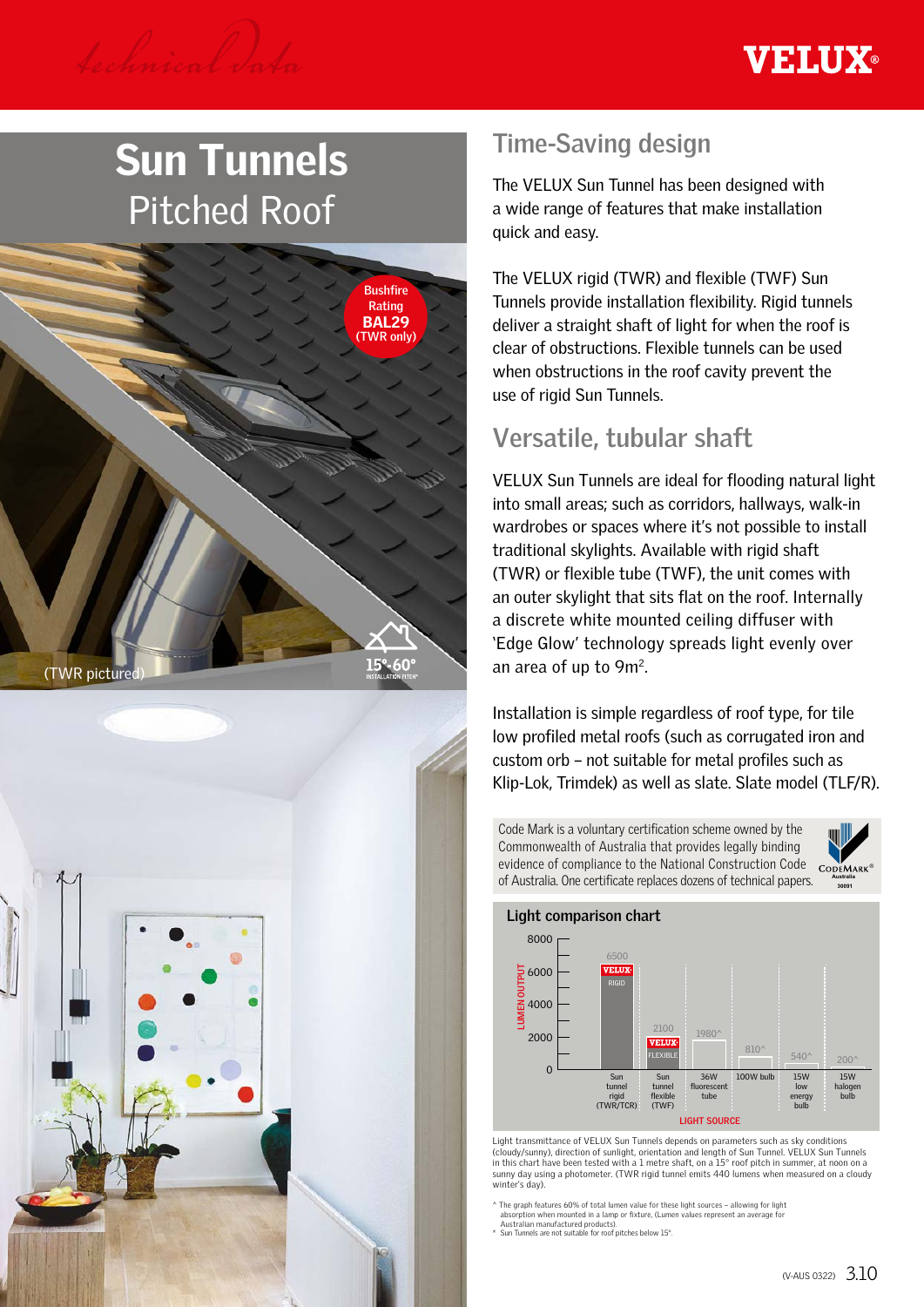# Sun Tunnels
## Pitched Roof

Bushfire Rating **BAL29** (TWR only)

(TWR pictured)

15°-60° INSTALLATION PITCH*

## Time-Saving design

The VELUX Sun Tunnel has been designed with a wide range of features that make installation quick and easy.

The VELUX rigid (TWR) and flexible (TWF) Sun Tunnels provide installation flexibility. Rigid tunnels deliver a straight shaft of light for when the roof is clear of obstructions. Flexible tunnels can be used when obstructions in the roof cavity prevent the use of rigid Sun Tunnels.

## Versatile, tubular shaft

VELUX Sun Tunnels are ideal for flooding natural light into small areas; such as corridors, hallways, walk-in wardrobes or spaces where it's not possible to install traditional skylights. Available with rigid shaft (TWR) or flexible tube (TWF), the unit comes with an outer skylight that sits flat on the roof. Internally a discrete white mounted ceiling diffuser with 'Edge Glow' technology spreads light evenly over an area of up to 9m$^2$.

Installation is simple regardless of roof type, for tile low profiled metal roofs (such as corrugated iron and custom orb – not suitable for metal profiles such as Klip-Lok, Trimdek) as well as slate. Slate model (TLF/R).

Code Mark is a voluntary certification scheme owned by the Commonwealth of Australia that provides legally binding evidence of compliance to the National Construction Code of Australia. One certificate replaces dozens of technical papers.

### Light comparison chart

| Light source | Lumen output |
|---|---|
| Sun tunnel rigid (TWR/TCR) – VELUX RIGID | 6500 |
| Sun tunnel flexible (TWF) – VELUX FLEXIBLE | 2100 |
| 36W fluorescent tube | 1980^ |
| 100W bulb | 810^ |
| 15W low energy bulb | 540^ |
| 15W halogen bulb | 200^ |

Light transmittance of VELUX Sun Tunnels depends on parameters such as sky conditions (cloudy/sunny), direction of sunlight, orientation and length of Sun Tunnel. VELUX Sun Tunnels in this chart have been tested with a 1 metre shaft, on a 15° roof pitch in summer, at noon on a sunny day using a photometer. (TWR rigid tunnel emits 440 lumens when measured on a cloudy winter's day).

^ The graph features 60% of total lumen value for these light sources – allowing for light absorption when mounted in a lamp or fixture, (Lumen values represent an average for Australian manufactured products).

\* Sun Tunnels are not suitable for roof pitches below 15°.

(V-AUS 0322)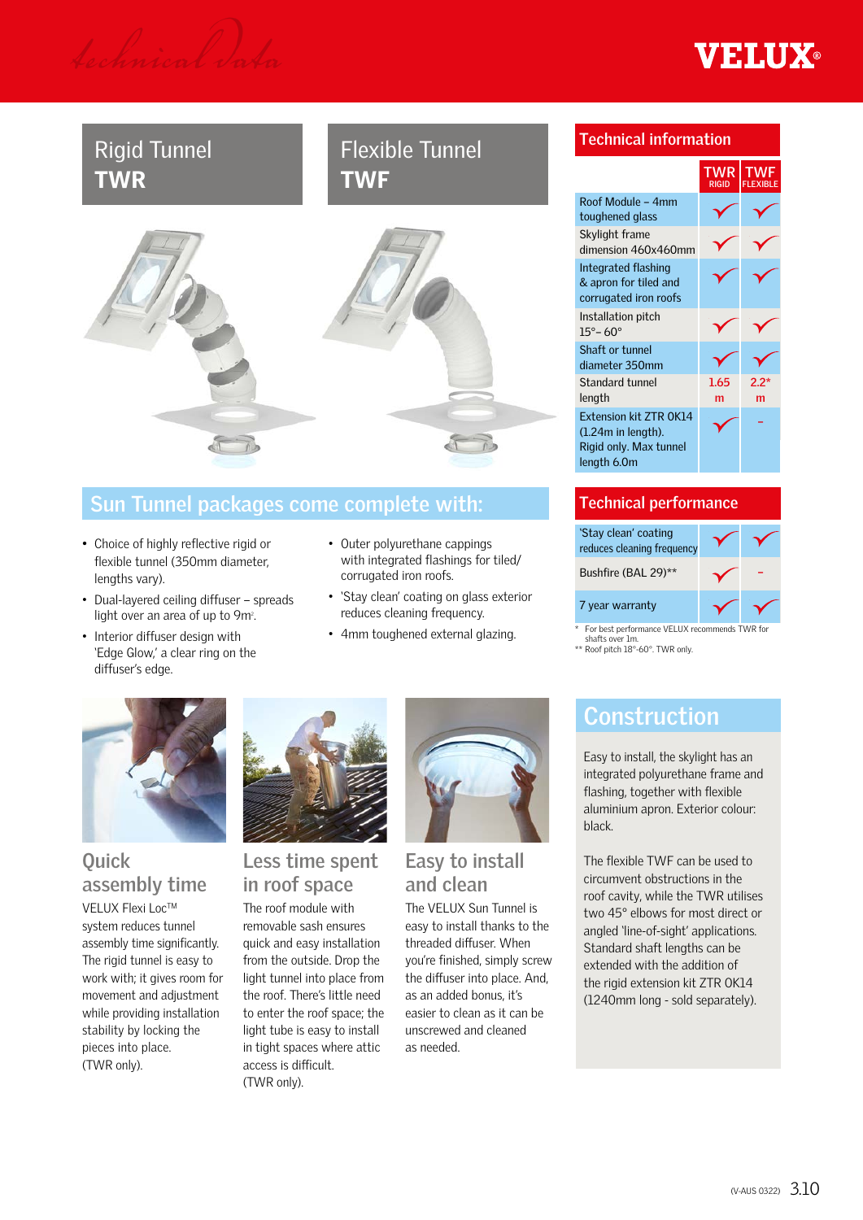## Rigid Tunnel **TWR**

## Flexible Tunnel **TWF**

## Technical information

| | TWR RIGID | TWF FLEXIBLE |
|---|---|---|
| Roof Module – 4mm toughened glass | ✓ | ✓ |
| Skylight frame dimension 460x460mm | ✓ | ✓ |
| Integrated flashing & apron for tiled and corrugated iron roofs | ✓ | ✓ |
| Installation pitch 15°– 60° | ✓ | ✓ |
| Shaft or tunnel diameter 350mm | ✓ | ✓ |
| Standard tunnel length | 1.65 m | 2.2* m |
| Extension kit ZTR 0K14 (1.24m in length). Rigid only. Max tunnel length 6.0m | ✓ | - |

## Technical performance

| | TWR | TWF |
|---|---|---|
| 'Stay clean' coating reduces cleaning frequency | ✓ | ✓ |
| Bushfire (BAL 29)** | ✓ | - |
| 7 year warranty | ✓ | ✓ |

\* For best performance VELUX recommends TWR for shafts over 1m.
** Roof pitch 18°-60°. TWR only.

## Sun Tunnel packages come complete with:

- Choice of highly reflective rigid or flexible tunnel (350mm diameter, lengths vary).
- Dual-layered ceiling diffuser – spreads light over an area of up to 9m².
- Interior diffuser design with 'Edge Glow,' a clear ring on the diffuser's edge.
- Outer polyurethane cappings with integrated flashings for tiled/ corrugated iron roofs.
- 'Stay clean' coating on glass exterior reduces cleaning frequency.
- 4mm toughened external glazing.

## Quick assembly time

VELUX Flexi Loc™ system reduces tunnel assembly time significantly. The rigid tunnel is easy to work with; it gives room for movement and adjustment while providing installation stability by locking the pieces into place. (TWR only).

## Less time spent in roof space

The roof module with removable sash ensures quick and easy installation from the outside. Drop the light tunnel into place from the roof. There's little need to enter the roof space; the light tube is easy to install in tight spaces where attic access is difficult. (TWR only).

## Easy to install and clean

The VELUX Sun Tunnel is easy to install thanks to the threaded diffuser. When you're finished, simply screw the diffuser into place. And, as an added bonus, it's easier to clean as it can be unscrewed and cleaned as needed.

## Construction

Easy to install, the skylight has an integrated polyurethane frame and flashing, together with flexible aluminium apron. Exterior colour: black.

The flexible TWF can be used to circumvent obstructions in the roof cavity, while the TWR utilises two 45° elbows for most direct or angled 'line-of-sight' applications. Standard shaft lengths can be extended with the addition of the rigid extension kit ZTR 0K14 (1240mm long - sold separately).